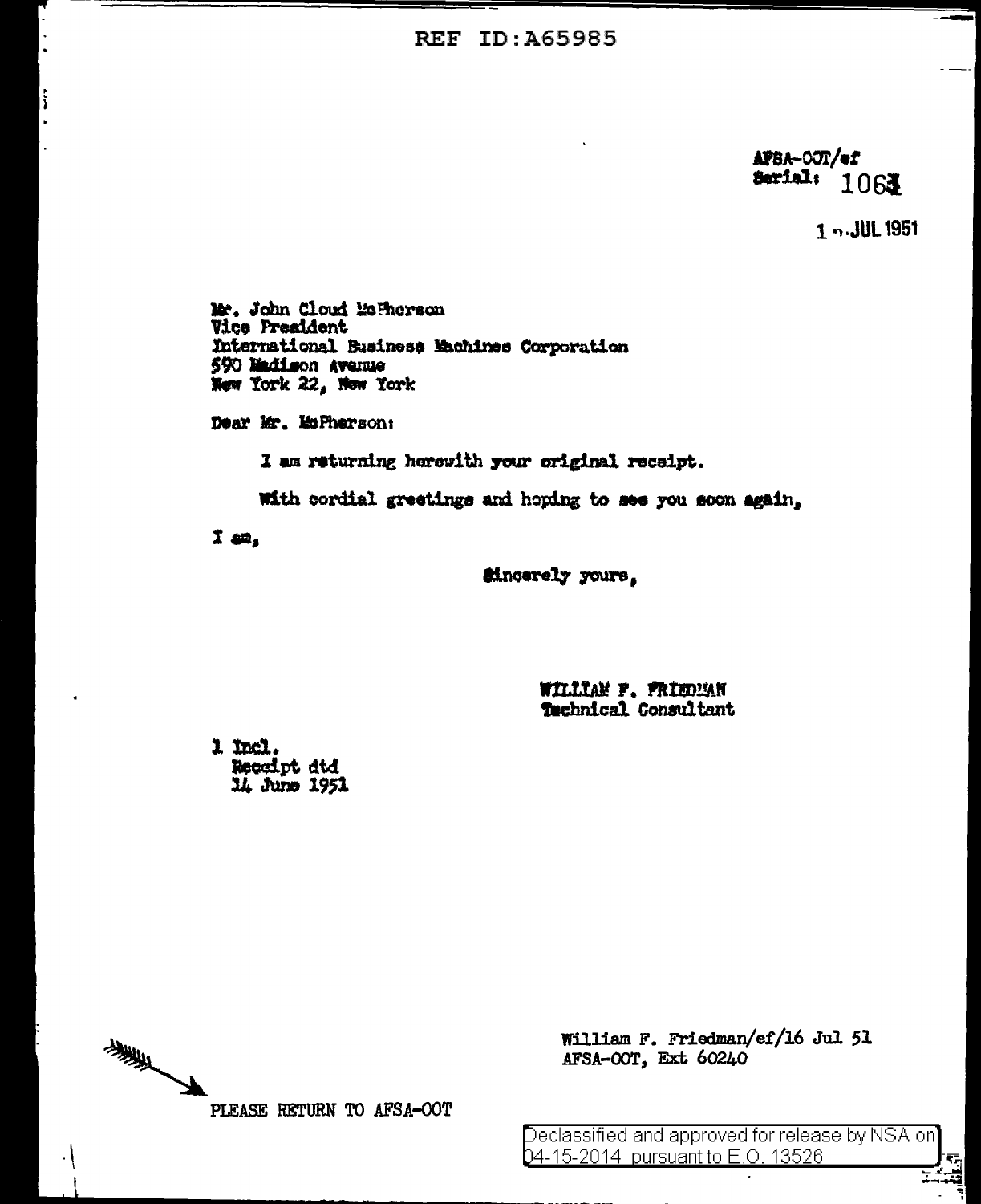REF ID:A65985

AFSA-OOT/ef
Serial: 1063

1 7 JUL 1951

Mr. John Cloud McPherson
Vice President
International Business Machines Corporation
590 Madison Avenue
New York 22, New York

Dear Mr. McPherson:

I am returning herewith your original receipt.

With cordial greetings and hoping to see you soon again,

I am,

Sincerely yours,

WILLIAM F. FRIEDMAN
Technical Consultant

1 Incl.
Receipt dtd
14 June 1951

William F. Friedman/ef/16 Jul 51
AFSA-OOT, Ext 60240

PLEASE RETURN TO AFSA-OOT

Declassified and approved for release by NSA on 04-15-2014 pursuant to E.O. 13526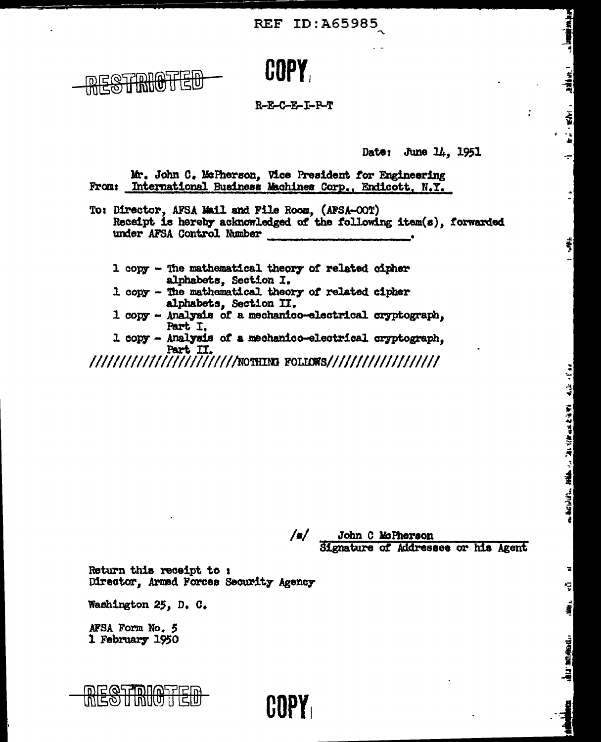REF ID:A65985

RESTRICTED

**COPY**

R-E-C-E-I-P-T

Date: June 14, 1951

Mr. John C. McPherson, Vice President for Engineering
From: International Business Machines Corp., Endicott, N.Y.

To: Director, AFSA Mail and File Room, (AFSA-OOT)
Receipt is hereby acknowledged of the following item(s), forwarded under AFSA Control Number \_\_\_\_\_\_\_\_\_\_\_\_\_\_\_\_\_\_\_\_.

1 copy - The mathematical theory of related cipher alphabets, Section I.
1 copy - The mathematical theory of related cipher alphabets, Section II.
1 copy - Analysis of a mechanico-electrical cryptograph, Part I.
1 copy - Analysis of a mechanico-electrical cryptograph, Part II.
////////////////////////NOTHING FOLLOWS///////////////////

/s/ John C McPherson
Signature of Addressee or his Agent

Return this receipt to :
Director, Armed Forces Security Agency

Washington 25, D. C.

AFSA Form No. 5
1 February 1950

RESTRICTED

**COPY**